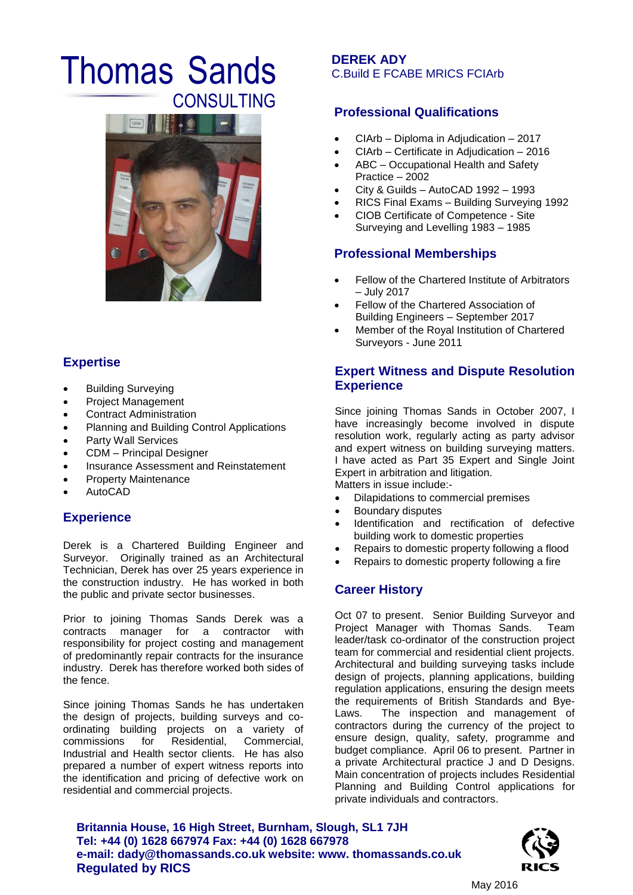# Thomas Sands

CONSULTING

## DEREK ADY
C.Build E FCABE MRICS FCIArb

## Professional Qualifications

- CIArb – Diploma in Adjudication – 2017
- CIArb – Certificate in Adjudication – 2016
- ABC – Occupational Health and Safety Practice – 2002
- City & Guilds – AutoCAD 1992 – 1993
- RICS Final Exams – Building Surveying 1992
- CIOB Certificate of Competence - Site Surveying and Levelling 1983 – 1985

## Professional Memberships

- Fellow of the Chartered Institute of Arbitrators – July 2017
- Fellow of the Chartered Association of Building Engineers – September 2017
- Member of the Royal Institution of Chartered Surveyors - June 2011

## Expertise

- Building Surveying
- Project Management
- Contract Administration
- Planning and Building Control Applications
- Party Wall Services
- CDM – Principal Designer
- Insurance Assessment and Reinstatement
- Property Maintenance
- AutoCAD

## Experience

Derek is a Chartered Building Engineer and Surveyor. Originally trained as an Architectural Technician, Derek has over 25 years experience in the construction industry. He has worked in both the public and private sector businesses.

Prior to joining Thomas Sands Derek was a contracts manager for a contractor with responsibility for project costing and management of predominantly repair contracts for the insurance industry. Derek has therefore worked both sides of the fence.

Since joining Thomas Sands he has undertaken the design of projects, building surveys and co-ordinating building projects on a variety of commissions for Residential, Commercial, Industrial and Health sector clients. He has also prepared a number of expert witness reports into the identification and pricing of defective work on residential and commercial projects.

## Expert Witness and Dispute Resolution Experience

Since joining Thomas Sands in October 2007, I have increasingly become involved in dispute resolution work, regularly acting as party advisor and expert witness on building surveying matters. I have acted as Part 35 Expert and Single Joint Expert in arbitration and litigation.

Matters in issue include:-

- Dilapidations to commercial premises
- Boundary disputes
- Identification and rectification of defective building work to domestic properties
- Repairs to domestic property following a flood
- Repairs to domestic property following a fire

## Career History

Oct 07 to present. Senior Building Surveyor and Project Manager with Thomas Sands. Team leader/task co-ordinator of the construction project team for commercial and residential client projects. Architectural and building surveying tasks include design of projects, planning applications, building regulation applications, ensuring the design meets the requirements of British Standards and Bye-Laws. The inspection and management of contractors during the currency of the project to ensure design, quality, safety, programme and budget compliance. April 06 to present. Partner in a private Architectural practice J and D Designs. Main concentration of projects includes Residential Planning and Building Control applications for private individuals and contractors.

**Britannia House, 16 High Street, Burnham, Slough, SL1 7JH**
**Tel: +44 (0) 1628 667974 Fax: +44 (0) 1628 667978**
**e-mail: dady@thomassands.co.uk website: www. thomassands.co.uk**
**Regulated by RICS**

RICS

May 2016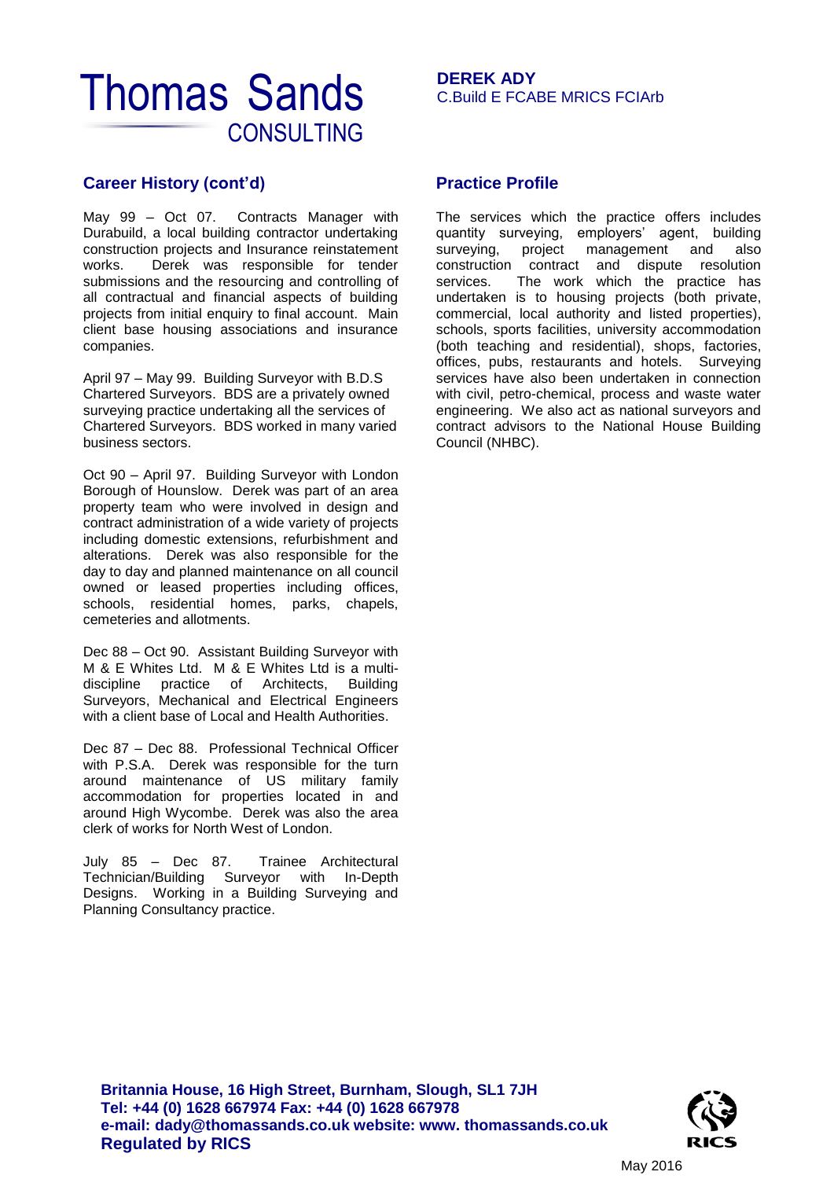# Thomas Sands CONSULTING

**DEREK ADY**
C.Build E FCABE MRICS FCIArb

## Career History (cont'd)

May 99 – Oct 07. Contracts Manager with Durabuild, a local building contractor undertaking construction projects and Insurance reinstatement works. Derek was responsible for tender submissions and the resourcing and controlling of all contractual and financial aspects of building projects from initial enquiry to final account. Main client base housing associations and insurance companies.

April 97 – May 99. Building Surveyor with B.D.S Chartered Surveyors. BDS are a privately owned surveying practice undertaking all the services of Chartered Surveyors. BDS worked in many varied business sectors.

Oct 90 – April 97. Building Surveyor with London Borough of Hounslow. Derek was part of an area property team who were involved in design and contract administration of a wide variety of projects including domestic extensions, refurbishment and alterations. Derek was also responsible for the day to day and planned maintenance on all council owned or leased properties including offices, schools, residential homes, parks, chapels, cemeteries and allotments.

Dec 88 – Oct 90. Assistant Building Surveyor with M & E Whites Ltd. M & E Whites Ltd is a multi-discipline practice of Architects, Building Surveyors, Mechanical and Electrical Engineers with a client base of Local and Health Authorities.

Dec 87 – Dec 88. Professional Technical Officer with P.S.A. Derek was responsible for the turn around maintenance of US military family accommodation for properties located in and around High Wycombe. Derek was also the area clerk of works for North West of London.

July 85 – Dec 87. Trainee Architectural Technician/Building Surveyor with In-Depth Designs. Working in a Building Surveying and Planning Consultancy practice.

## Practice Profile

The services which the practice offers includes quantity surveying, employers' agent, building surveying, project management and also construction contract and dispute resolution services. The work which the practice has undertaken is to housing projects (both private, commercial, local authority and listed properties), schools, sports facilities, university accommodation (both teaching and residential), shops, factories, offices, pubs, restaurants and hotels. Surveying services have also been undertaken in connection with civil, petro-chemical, process and waste water engineering. We also act as national surveyors and contract advisors to the National House Building Council (NHBC).

**Britannia House, 16 High Street, Burnham, Slough, SL1 7JH**
**Tel: +44 (0) 1628 667974 Fax: +44 (0) 1628 667978**
**e-mail: dady@thomassands.co.uk website: www. thomassands.co.uk**
**Regulated by RICS**

RICS

May 2016